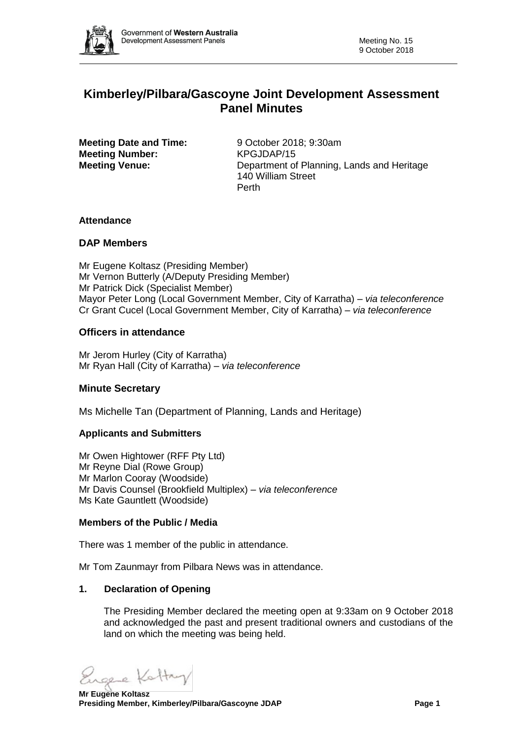# Kimberley/Pilbara/Gascoyne Joint Development Assessment Panel Minutes

**Meeting Date and Time:** 9 October 2018; 9:30am
**Meeting Number:** KPGJDAP/15
**Meeting Venue:** Department of Planning, Lands and Heritage
140 William Street
Perth

### Attendance

### DAP Members

Mr Eugene Koltasz (Presiding Member)
Mr Vernon Butterly (A/Deputy Presiding Member)
Mr Patrick Dick (Specialist Member)
Mayor Peter Long (Local Government Member, City of Karratha) – *via teleconference*
Cr Grant Cucel (Local Government Member, City of Karratha) – *via teleconference*

### Officers in attendance

Mr Jerom Hurley (City of Karratha)
Mr Ryan Hall (City of Karratha) – *via teleconference*

### Minute Secretary

Ms Michelle Tan (Department of Planning, Lands and Heritage)

### Applicants and Submitters

Mr Owen Hightower (RFF Pty Ltd)
Mr Reyne Dial (Rowe Group)
Mr Marlon Cooray (Woodside)
Mr Davis Counsel (Brookfield Multiplex) – *via teleconference*
Ms Kate Gauntlett (Woodside)

### Members of the Public / Media

There was 1 member of the public in attendance.

Mr Tom Zaunmayr from Pilbara News was in attendance.

### 1. Declaration of Opening

The Presiding Member declared the meeting open at 9:33am on 9 October 2018 and acknowledged the past and present traditional owners and custodians of the land on which the meeting was being held.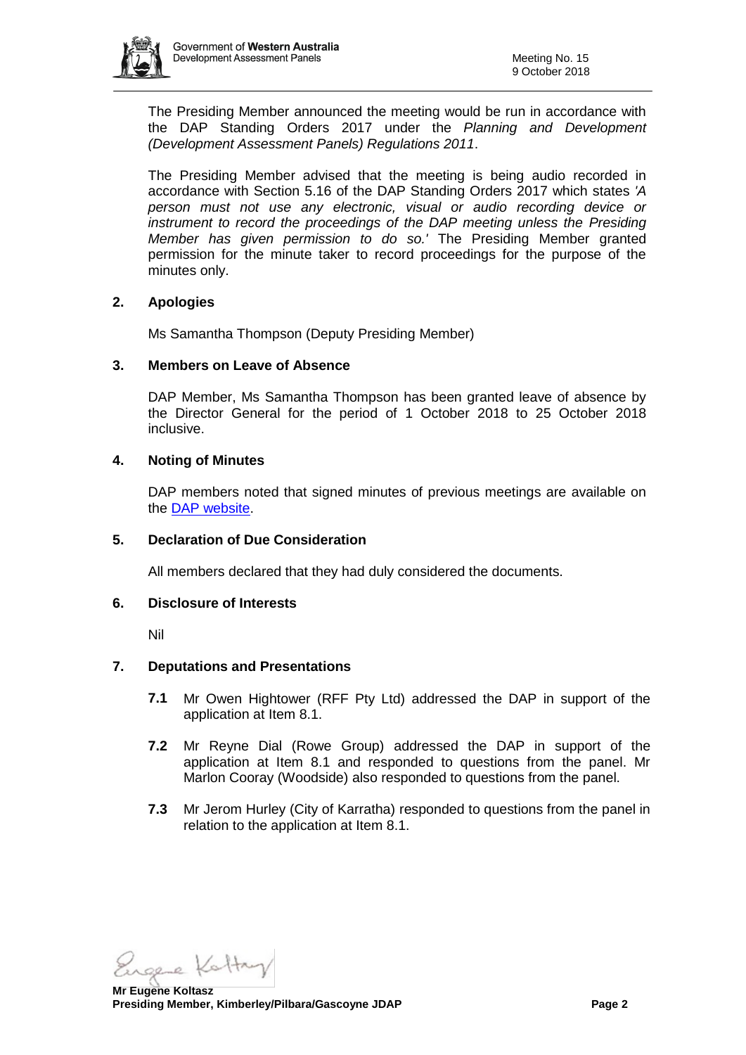The Presiding Member announced the meeting would be run in accordance with the DAP Standing Orders 2017 under the *Planning and Development (Development Assessment Panels) Regulations 2011*.

The Presiding Member advised that the meeting is being audio recorded in accordance with Section 5.16 of the DAP Standing Orders 2017 which states *'A person must not use any electronic, visual or audio recording device or instrument to record the proceedings of the DAP meeting unless the Presiding Member has given permission to do so.'* The Presiding Member granted permission for the minute taker to record proceedings for the purpose of the minutes only.

## 2. Apologies

Ms Samantha Thompson (Deputy Presiding Member)

## 3. Members on Leave of Absence

DAP Member, Ms Samantha Thompson has been granted leave of absence by the Director General for the period of 1 October 2018 to 25 October 2018 inclusive.

## 4. Noting of Minutes

DAP members noted that signed minutes of previous meetings are available on the DAP website.

## 5. Declaration of Due Consideration

All members declared that they had duly considered the documents.

## 6. Disclosure of Interests

Nil

## 7. Deputations and Presentations

**7.1** Mr Owen Hightower (RFF Pty Ltd) addressed the DAP in support of the application at Item 8.1.

**7.2** Mr Reyne Dial (Rowe Group) addressed the DAP in support of the application at Item 8.1 and responded to questions from the panel. Mr Marlon Cooray (Woodside) also responded to questions from the panel.

**7.3** Mr Jerom Hurley (City of Karratha) responded to questions from the panel in relation to the application at Item 8.1.

**Mr Eugene Koltasz**
**Presiding Member, Kimberley/Pilbara/Gascoyne JDAP**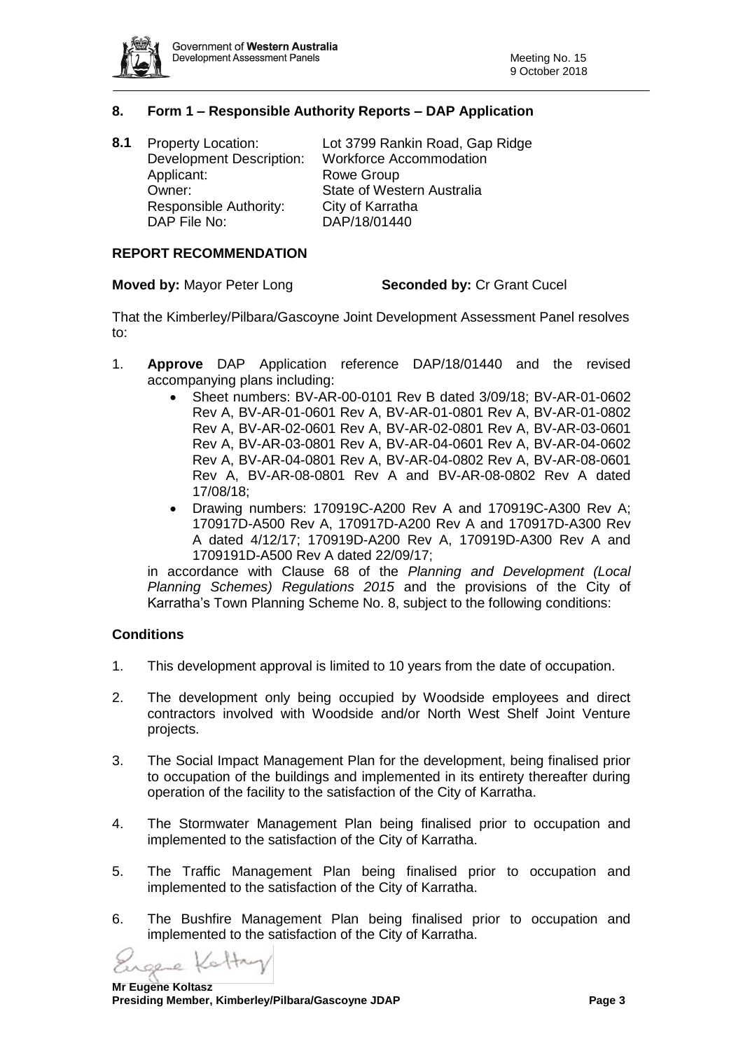## 8. Form 1 – Responsible Authority Reports – DAP Application

**8.1** Property Location: Lot 3799 Rankin Road, Gap Ridge
Development Description: Workforce Accommodation
Applicant: Rowe Group
Owner: State of Western Australia
Responsible Authority: City of Karratha
DAP File No: DAP/18/01440

### REPORT RECOMMENDATION

**Moved by:** Mayor Peter Long **Seconded by:** Cr Grant Cucel

That the Kimberley/Pilbara/Gascoyne Joint Development Assessment Panel resolves to:

1. **Approve** DAP Application reference DAP/18/01440 and the revised accompanying plans including:
   - Sheet numbers: BV-AR-00-0101 Rev B dated 3/09/18; BV-AR-01-0602 Rev A, BV-AR-01-0601 Rev A, BV-AR-01-0801 Rev A, BV-AR-01-0802 Rev A, BV-AR-02-0601 Rev A, BV-AR-02-0801 Rev A, BV-AR-03-0601 Rev A, BV-AR-03-0801 Rev A, BV-AR-04-0601 Rev A, BV-AR-04-0602 Rev A, BV-AR-04-0801 Rev A, BV-AR-04-0802 Rev A, BV-AR-08-0601 Rev A, BV-AR-08-0801 Rev A and BV-AR-08-0802 Rev A dated 17/08/18;
   - Drawing numbers: 170919C-A200 Rev A and 170919C-A300 Rev A; 170917D-A500 Rev A, 170917D-A200 Rev A and 170917D-A300 Rev A dated 4/12/17; 170919D-A200 Rev A, 170919D-A300 Rev A and 1709191D-A500 Rev A dated 22/09/17;

   in accordance with Clause 68 of the *Planning and Development (Local Planning Schemes) Regulations 2015* and the provisions of the City of Karratha's Town Planning Scheme No. 8, subject to the following conditions:

### Conditions

1. This development approval is limited to 10 years from the date of occupation.

2. The development only being occupied by Woodside employees and direct contractors involved with Woodside and/or North West Shelf Joint Venture projects.

3. The Social Impact Management Plan for the development, being finalised prior to occupation of the buildings and implemented in its entirety thereafter during operation of the facility to the satisfaction of the City of Karratha.

4. The Stormwater Management Plan being finalised prior to occupation and implemented to the satisfaction of the City of Karratha.

5. The Traffic Management Plan being finalised prior to occupation and implemented to the satisfaction of the City of Karratha.

6. The Bushfire Management Plan being finalised prior to occupation and implemented to the satisfaction of the City of Karratha.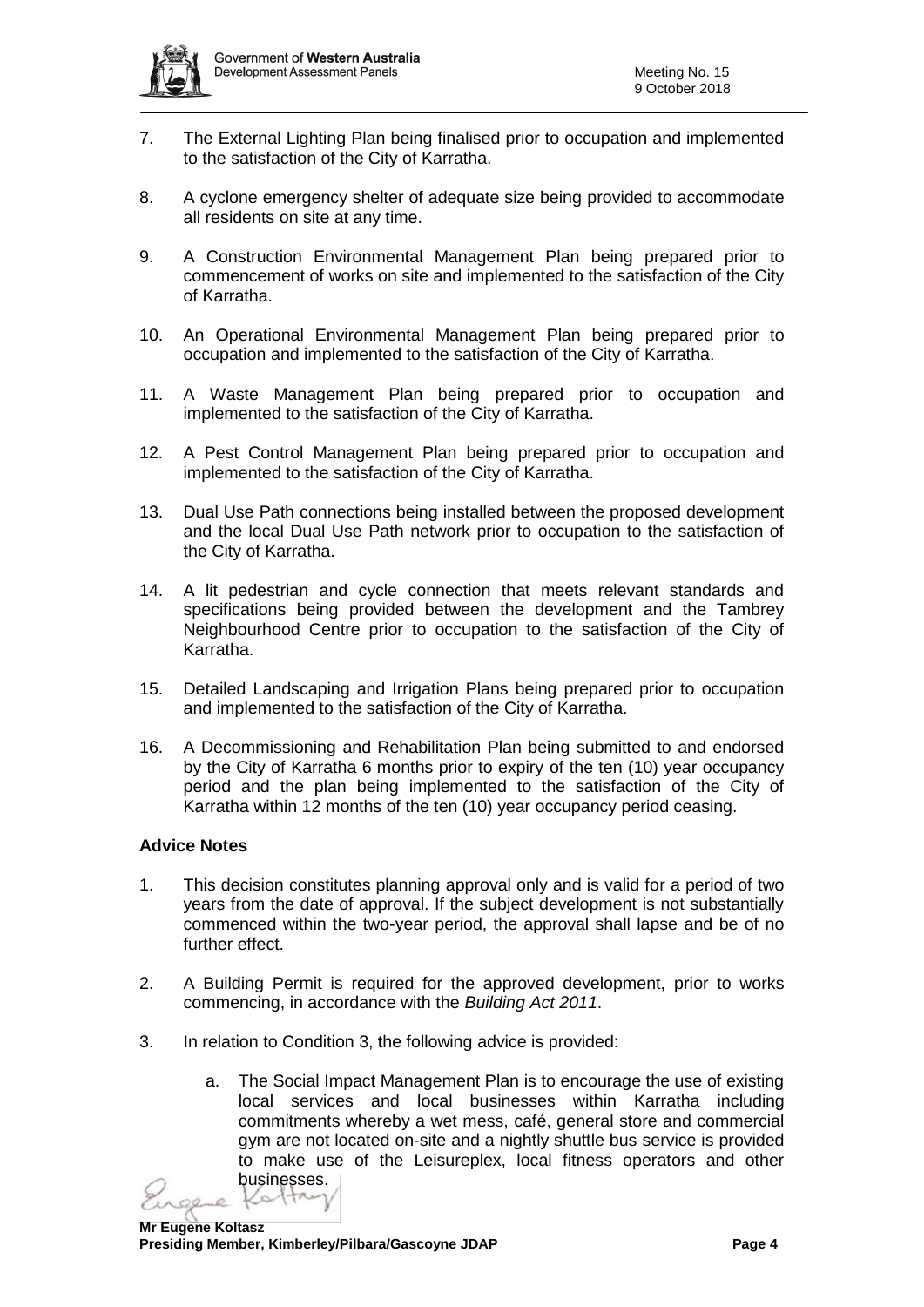7. The External Lighting Plan being finalised prior to occupation and implemented to the satisfaction of the City of Karratha.

8. A cyclone emergency shelter of adequate size being provided to accommodate all residents on site at any time.

9. A Construction Environmental Management Plan being prepared prior to commencement of works on site and implemented to the satisfaction of the City of Karratha.

10. An Operational Environmental Management Plan being prepared prior to occupation and implemented to the satisfaction of the City of Karratha.

11. A Waste Management Plan being prepared prior to occupation and implemented to the satisfaction of the City of Karratha.

12. A Pest Control Management Plan being prepared prior to occupation and implemented to the satisfaction of the City of Karratha.

13. Dual Use Path connections being installed between the proposed development and the local Dual Use Path network prior to occupation to the satisfaction of the City of Karratha.

14. A lit pedestrian and cycle connection that meets relevant standards and specifications being provided between the development and the Tambrey Neighbourhood Centre prior to occupation to the satisfaction of the City of Karratha.

15. Detailed Landscaping and Irrigation Plans being prepared prior to occupation and implemented to the satisfaction of the City of Karratha.

16. A Decommissioning and Rehabilitation Plan being submitted to and endorsed by the City of Karratha 6 months prior to expiry of the ten (10) year occupancy period and the plan being implemented to the satisfaction of the City of Karratha within 12 months of the ten (10) year occupancy period ceasing.

**Advice Notes**

1. This decision constitutes planning approval only and is valid for a period of two years from the date of approval. If the subject development is not substantially commenced within the two-year period, the approval shall lapse and be of no further effect.

2. A Building Permit is required for the approved development, prior to works commencing, in accordance with the *Building Act 2011*.

3. In relation to Condition 3, the following advice is provided:

   a. The Social Impact Management Plan is to encourage the use of existing local services and local businesses within Karratha including commitments whereby a wet mess, café, general store and commercial gym are not located on-site and a nightly shuttle bus service is provided to make use of the Leisureplex, local fitness operators and other businesses.

**Mr Eugene Koltasz**
**Presiding Member, Kimberley/Pilbara/Gascoyne JDAP**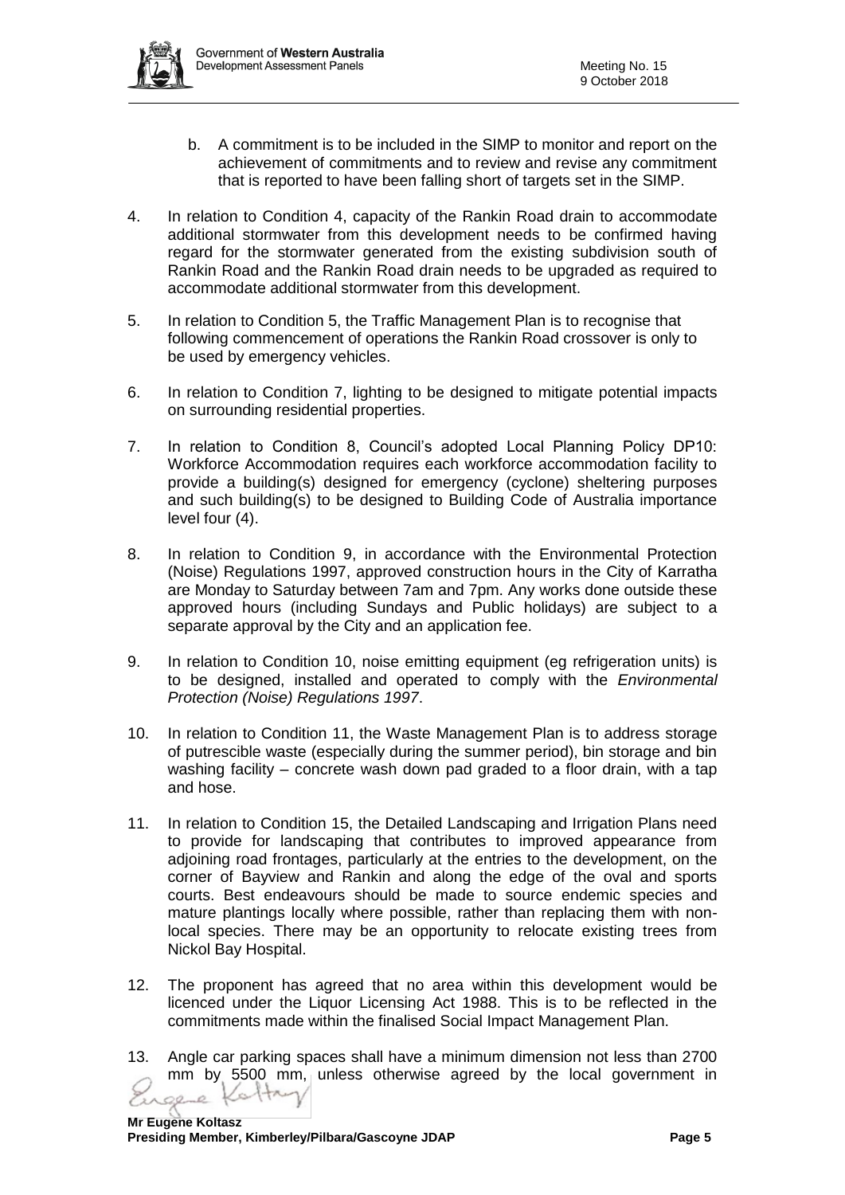b. A commitment is to be included in the SIMP to monitor and report on the achievement of commitments and to review and revise any commitment that is reported to have been falling short of targets set in the SIMP.

4. In relation to Condition 4, capacity of the Rankin Road drain to accommodate additional stormwater from this development needs to be confirmed having regard for the stormwater generated from the existing subdivision south of Rankin Road and the Rankin Road drain needs to be upgraded as required to accommodate additional stormwater from this development.

5. In relation to Condition 5, the Traffic Management Plan is to recognise that following commencement of operations the Rankin Road crossover is only to be used by emergency vehicles.

6. In relation to Condition 7, lighting to be designed to mitigate potential impacts on surrounding residential properties.

7. In relation to Condition 8, Council's adopted Local Planning Policy DP10: Workforce Accommodation requires each workforce accommodation facility to provide a building(s) designed for emergency (cyclone) sheltering purposes and such building(s) to be designed to Building Code of Australia importance level four (4).

8. In relation to Condition 9, in accordance with the Environmental Protection (Noise) Regulations 1997, approved construction hours in the City of Karratha are Monday to Saturday between 7am and 7pm. Any works done outside these approved hours (including Sundays and Public holidays) are subject to a separate approval by the City and an application fee.

9. In relation to Condition 10, noise emitting equipment (eg refrigeration units) is to be designed, installed and operated to comply with the *Environmental Protection (Noise) Regulations 1997*.

10. In relation to Condition 11, the Waste Management Plan is to address storage of putrescible waste (especially during the summer period), bin storage and bin washing facility – concrete wash down pad graded to a floor drain, with a tap and hose.

11. In relation to Condition 15, the Detailed Landscaping and Irrigation Plans need to provide for landscaping that contributes to improved appearance from adjoining road frontages, particularly at the entries to the development, on the corner of Bayview and Rankin and along the edge of the oval and sports courts. Best endeavours should be made to source endemic species and mature plantings locally where possible, rather than replacing them with non-local species. There may be an opportunity to relocate existing trees from Nickol Bay Hospital.

12. The proponent has agreed that no area within this development would be licenced under the Liquor Licensing Act 1988. This is to be reflected in the commitments made within the finalised Social Impact Management Plan.

13. Angle car parking spaces shall have a minimum dimension not less than 2700 mm by 5500 mm, unless otherwise agreed by the local government in

**Mr Eugene Koltasz**
**Presiding Member, Kimberley/Pilbara/Gascoyne JDAP**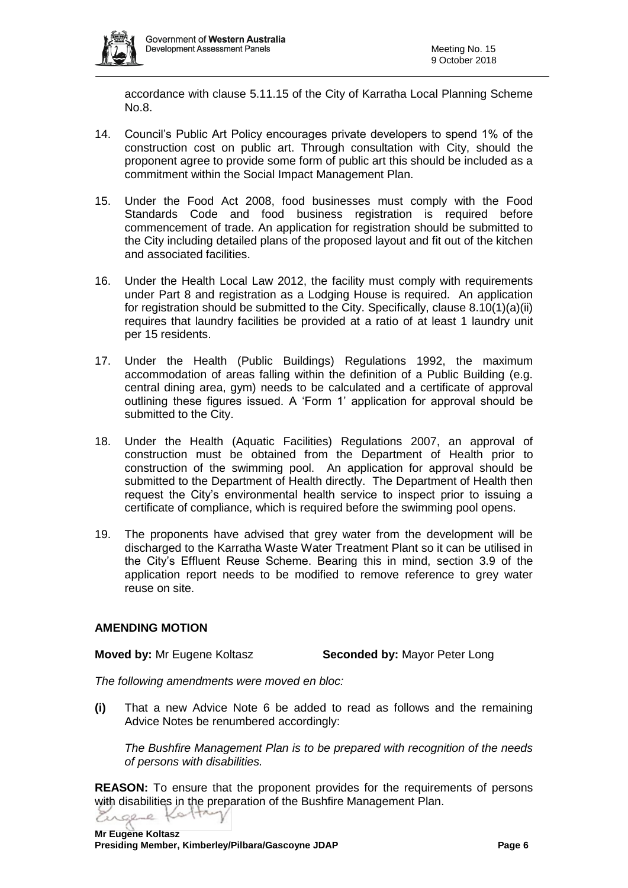accordance with clause 5.11.15 of the City of Karratha Local Planning Scheme No.8.

14. Council's Public Art Policy encourages private developers to spend 1% of the construction cost on public art. Through consultation with City, should the proponent agree to provide some form of public art this should be included as a commitment within the Social Impact Management Plan.

15. Under the Food Act 2008, food businesses must comply with the Food Standards Code and food business registration is required before commencement of trade. An application for registration should be submitted to the City including detailed plans of the proposed layout and fit out of the kitchen and associated facilities.

16. Under the Health Local Law 2012, the facility must comply with requirements under Part 8 and registration as a Lodging House is required. An application for registration should be submitted to the City. Specifically, clause 8.10(1)(a)(ii) requires that laundry facilities be provided at a ratio of at least 1 laundry unit per 15 residents.

17. Under the Health (Public Buildings) Regulations 1992, the maximum accommodation of areas falling within the definition of a Public Building (e.g. central dining area, gym) needs to be calculated and a certificate of approval outlining these figures issued. A 'Form 1' application for approval should be submitted to the City.

18. Under the Health (Aquatic Facilities) Regulations 2007, an approval of construction must be obtained from the Department of Health prior to construction of the swimming pool. An application for approval should be submitted to the Department of Health directly. The Department of Health then request the City's environmental health service to inspect prior to issuing a certificate of compliance, which is required before the swimming pool opens.

19. The proponents have advised that grey water from the development will be discharged to the Karratha Waste Water Treatment Plant so it can be utilised in the City's Effluent Reuse Scheme. Bearing this in mind, section 3.9 of the application report needs to be modified to remove reference to grey water reuse on site.

**AMENDING MOTION**

**Moved by:** Mr Eugene Koltasz **Seconded by:** Mayor Peter Long

*The following amendments were moved en bloc:*

**(i)** That a new Advice Note 6 be added to read as follows and the remaining Advice Notes be renumbered accordingly:

*The Bushfire Management Plan is to be prepared with recognition of the needs of persons with disabilities.*

**REASON:** To ensure that the proponent provides for the requirements of persons with disabilities in the preparation of the Bushfire Management Plan.

**Mr Eugene Koltasz**
**Presiding Member, Kimberley/Pilbara/Gascoyne JDAP**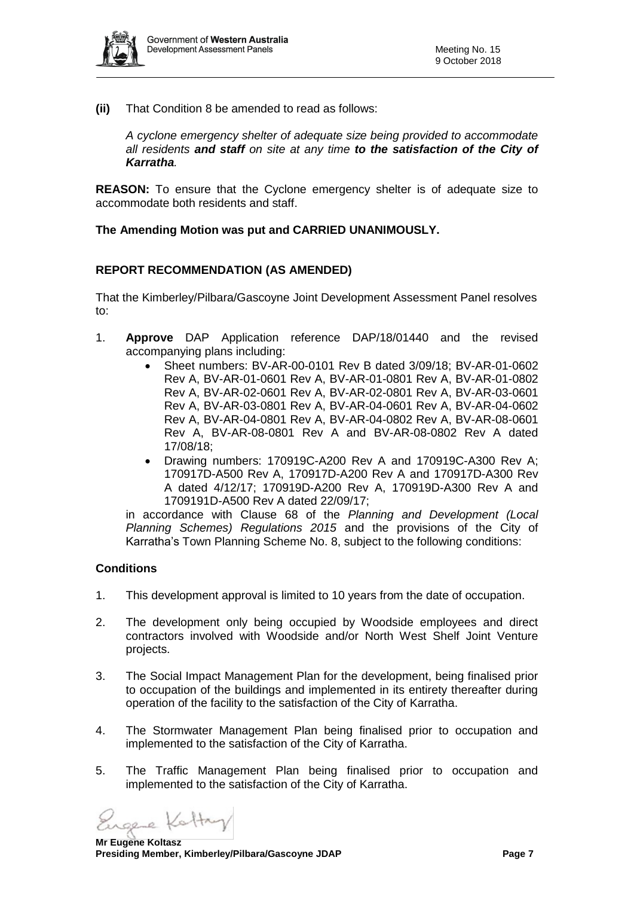**(ii)** That Condition 8 be amended to read as follows:

*A cyclone emergency shelter of adequate size being provided to accommodate all residents* ***and staff*** *on site at any time* ***to the satisfaction of the City of Karratha****.*

**REASON:** To ensure that the Cyclone emergency shelter is of adequate size to accommodate both residents and staff.

**The Amending Motion was put and CARRIED UNANIMOUSLY.**

**REPORT RECOMMENDATION (AS AMENDED)**

That the Kimberley/Pilbara/Gascoyne Joint Development Assessment Panel resolves to:

1. **Approve** DAP Application reference DAP/18/01440 and the revised accompanying plans including:
   - Sheet numbers: BV-AR-00-0101 Rev B dated 3/09/18; BV-AR-01-0602 Rev A, BV-AR-01-0601 Rev A, BV-AR-01-0801 Rev A, BV-AR-01-0802 Rev A, BV-AR-02-0601 Rev A, BV-AR-02-0801 Rev A, BV-AR-03-0601 Rev A, BV-AR-03-0801 Rev A, BV-AR-04-0601 Rev A, BV-AR-04-0602 Rev A, BV-AR-04-0801 Rev A, BV-AR-04-0802 Rev A, BV-AR-08-0601 Rev A, BV-AR-08-0801 Rev A and BV-AR-08-0802 Rev A dated 17/08/18;
   - Drawing numbers: 170919C-A200 Rev A and 170919C-A300 Rev A; 170917D-A500 Rev A, 170917D-A200 Rev A and 170917D-A300 Rev A dated 4/12/17; 170919D-A200 Rev A, 170919D-A300 Rev A and 1709191D-A500 Rev A dated 22/09/17;

   in accordance with Clause 68 of the *Planning and Development (Local Planning Schemes) Regulations 2015* and the provisions of the City of Karratha's Town Planning Scheme No. 8, subject to the following conditions:

**Conditions**

1. This development approval is limited to 10 years from the date of occupation.
2. The development only being occupied by Woodside employees and direct contractors involved with Woodside and/or North West Shelf Joint Venture projects.
3. The Social Impact Management Plan for the development, being finalised prior to occupation of the buildings and implemented in its entirety thereafter during operation of the facility to the satisfaction of the City of Karratha.
4. The Stormwater Management Plan being finalised prior to occupation and implemented to the satisfaction of the City of Karratha.
5. The Traffic Management Plan being finalised prior to occupation and implemented to the satisfaction of the City of Karratha.

**Mr Eugene Koltasz**
**Presiding Member, Kimberley/Pilbara/Gascoyne JDAP**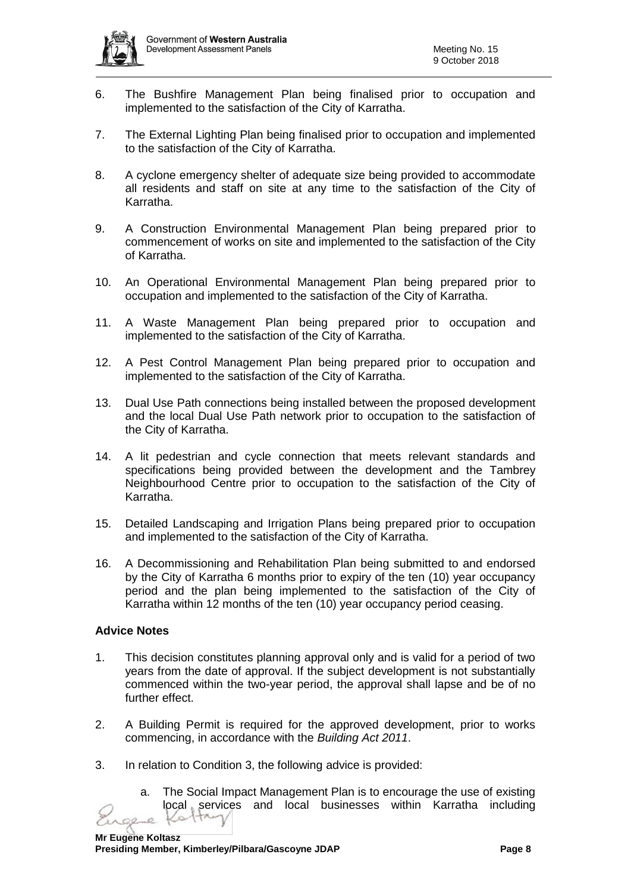6. The Bushfire Management Plan being finalised prior to occupation and implemented to the satisfaction of the City of Karratha.

7. The External Lighting Plan being finalised prior to occupation and implemented to the satisfaction of the City of Karratha.

8. A cyclone emergency shelter of adequate size being provided to accommodate all residents and staff on site at any time to the satisfaction of the City of Karratha.

9. A Construction Environmental Management Plan being prepared prior to commencement of works on site and implemented to the satisfaction of the City of Karratha.

10. An Operational Environmental Management Plan being prepared prior to occupation and implemented to the satisfaction of the City of Karratha.

11. A Waste Management Plan being prepared prior to occupation and implemented to the satisfaction of the City of Karratha.

12. A Pest Control Management Plan being prepared prior to occupation and implemented to the satisfaction of the City of Karratha.

13. Dual Use Path connections being installed between the proposed development and the local Dual Use Path network prior to occupation to the satisfaction of the City of Karratha.

14. A lit pedestrian and cycle connection that meets relevant standards and specifications being provided between the development and the Tambrey Neighbourhood Centre prior to occupation to the satisfaction of the City of Karratha.

15. Detailed Landscaping and Irrigation Plans being prepared prior to occupation and implemented to the satisfaction of the City of Karratha.

16. A Decommissioning and Rehabilitation Plan being submitted to and endorsed by the City of Karratha 6 months prior to expiry of the ten (10) year occupancy period and the plan being implemented to the satisfaction of the City of Karratha within 12 months of the ten (10) year occupancy period ceasing.

**Advice Notes**

1. This decision constitutes planning approval only and is valid for a period of two years from the date of approval. If the subject development is not substantially commenced within the two-year period, the approval shall lapse and be of no further effect.

2. A Building Permit is required for the approved development, prior to works commencing, in accordance with the *Building Act 2011*.

3. In relation to Condition 3, the following advice is provided:

   a. The Social Impact Management Plan is to encourage the use of existing local services and local businesses within Karratha including

**Mr Eugene Koltasz**
**Presiding Member, Kimberley/Pilbara/Gascoyne JDAP**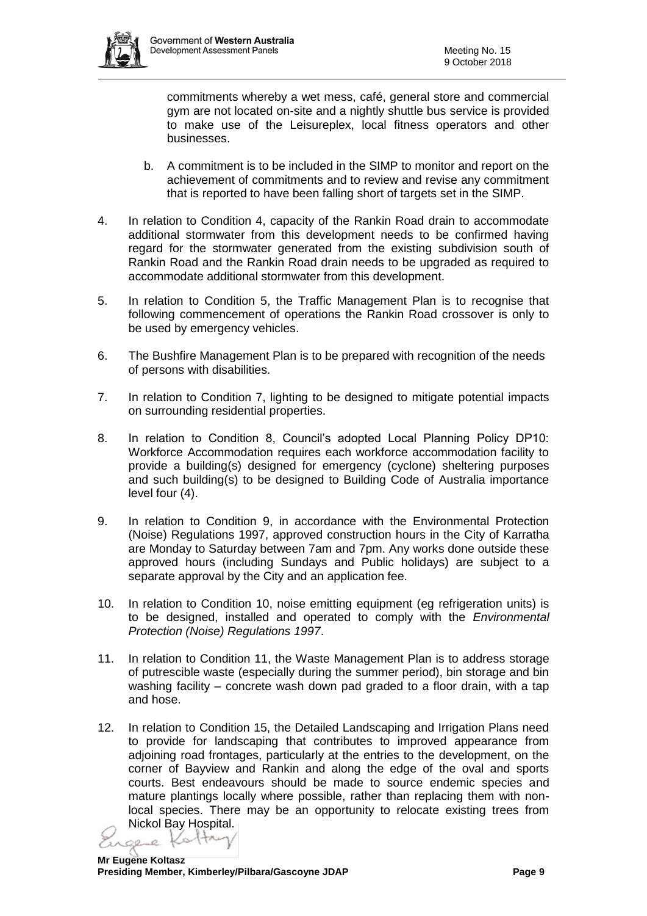commitments whereby a wet mess, café, general store and commercial gym are not located on-site and a nightly shuttle bus service is provided to make use of the Leisureplex, local fitness operators and other businesses.

   b. A commitment is to be included in the SIMP to monitor and report on the achievement of commitments and to review and revise any commitment that is reported to have been falling short of targets set in the SIMP.

4. In relation to Condition 4, capacity of the Rankin Road drain to accommodate additional stormwater from this development needs to be confirmed having regard for the stormwater generated from the existing subdivision south of Rankin Road and the Rankin Road drain needs to be upgraded as required to accommodate additional stormwater from this development.

5. In relation to Condition 5, the Traffic Management Plan is to recognise that following commencement of operations the Rankin Road crossover is only to be used by emergency vehicles.

6. The Bushfire Management Plan is to be prepared with recognition of the needs of persons with disabilities.

7. In relation to Condition 7, lighting to be designed to mitigate potential impacts on surrounding residential properties.

8. In relation to Condition 8, Council's adopted Local Planning Policy DP10: Workforce Accommodation requires each workforce accommodation facility to provide a building(s) designed for emergency (cyclone) sheltering purposes and such building(s) to be designed to Building Code of Australia importance level four (4).

9. In relation to Condition 9, in accordance with the Environmental Protection (Noise) Regulations 1997, approved construction hours in the City of Karratha are Monday to Saturday between 7am and 7pm. Any works done outside these approved hours (including Sundays and Public holidays) are subject to a separate approval by the City and an application fee.

10. In relation to Condition 10, noise emitting equipment (eg refrigeration units) is to be designed, installed and operated to comply with the *Environmental Protection (Noise) Regulations 1997*.

11. In relation to Condition 11, the Waste Management Plan is to address storage of putrescible waste (especially during the summer period), bin storage and bin washing facility – concrete wash down pad graded to a floor drain, with a tap and hose.

12. In relation to Condition 15, the Detailed Landscaping and Irrigation Plans need to provide for landscaping that contributes to improved appearance from adjoining road frontages, particularly at the entries to the development, on the corner of Bayview and Rankin and along the edge of the oval and sports courts. Best endeavours should be made to source endemic species and mature plantings locally where possible, rather than replacing them with non-local species. There may be an opportunity to relocate existing trees from Nickol Bay Hospital.

**Mr Eugene Koltasz**
**Presiding Member, Kimberley/Pilbara/Gascoyne JDAP**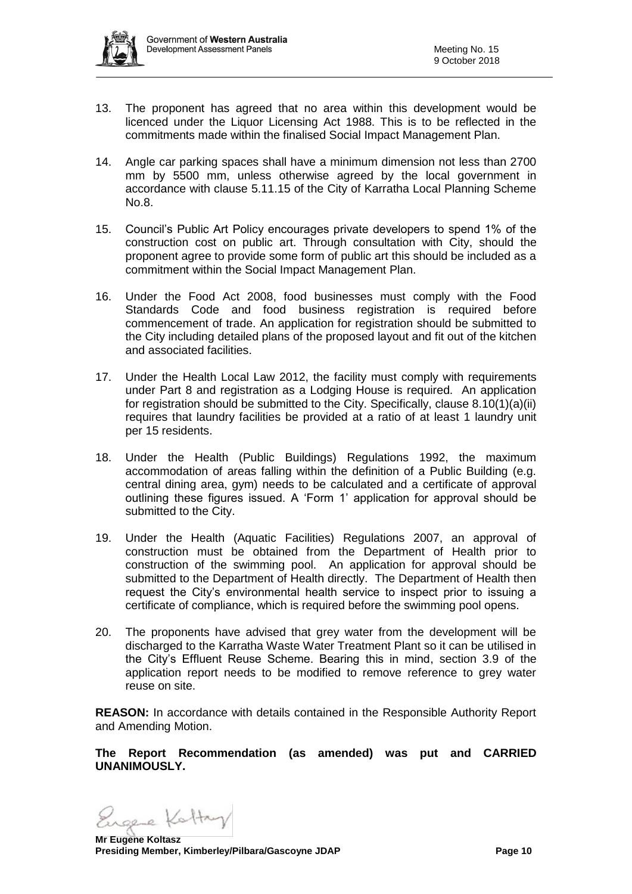13. The proponent has agreed that no area within this development would be licenced under the Liquor Licensing Act 1988. This is to be reflected in the commitments made within the finalised Social Impact Management Plan.

14. Angle car parking spaces shall have a minimum dimension not less than 2700 mm by 5500 mm, unless otherwise agreed by the local government in accordance with clause 5.11.15 of the City of Karratha Local Planning Scheme No.8.

15. Council's Public Art Policy encourages private developers to spend 1% of the construction cost on public art. Through consultation with City, should the proponent agree to provide some form of public art this should be included as a commitment within the Social Impact Management Plan.

16. Under the Food Act 2008, food businesses must comply with the Food Standards Code and food business registration is required before commencement of trade. An application for registration should be submitted to the City including detailed plans of the proposed layout and fit out of the kitchen and associated facilities.

17. Under the Health Local Law 2012, the facility must comply with requirements under Part 8 and registration as a Lodging House is required. An application for registration should be submitted to the City. Specifically, clause 8.10(1)(a)(ii) requires that laundry facilities be provided at a ratio of at least 1 laundry unit per 15 residents.

18. Under the Health (Public Buildings) Regulations 1992, the maximum accommodation of areas falling within the definition of a Public Building (e.g. central dining area, gym) needs to be calculated and a certificate of approval outlining these figures issued. A 'Form 1' application for approval should be submitted to the City.

19. Under the Health (Aquatic Facilities) Regulations 2007, an approval of construction must be obtained from the Department of Health prior to construction of the swimming pool. An application for approval should be submitted to the Department of Health directly. The Department of Health then request the City's environmental health service to inspect prior to issuing a certificate of compliance, which is required before the swimming pool opens.

20. The proponents have advised that grey water from the development will be discharged to the Karratha Waste Water Treatment Plant so it can be utilised in the City's Effluent Reuse Scheme. Bearing this in mind, section 3.9 of the application report needs to be modified to remove reference to grey water reuse on site.

**REASON:** In accordance with details contained in the Responsible Authority Report and Amending Motion.

**The Report Recommendation (as amended) was put and CARRIED UNANIMOUSLY.**

**Mr Eugene Koltasz**
**Presiding Member, Kimberley/Pilbara/Gascoyne JDAP**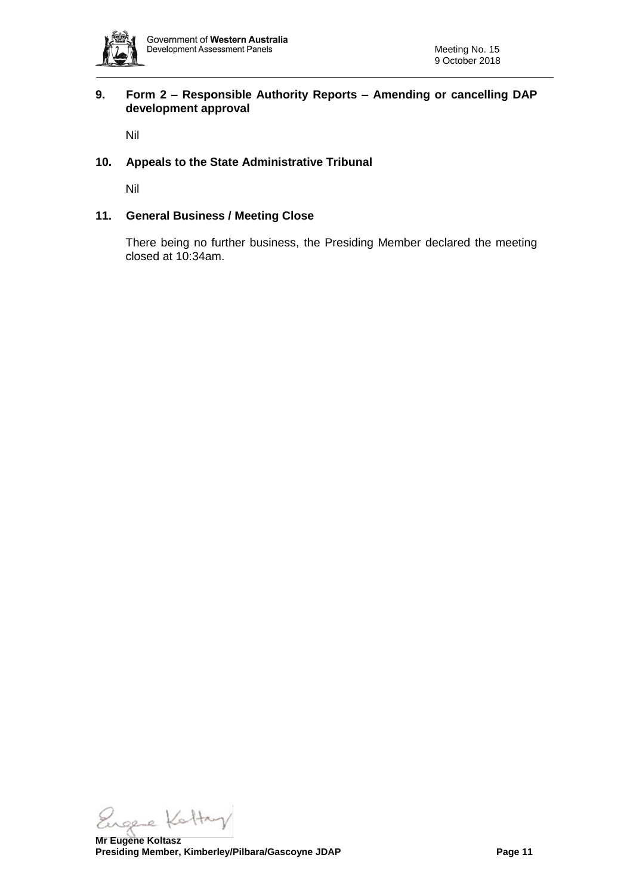## 9. Form 2 – Responsible Authority Reports – Amending or cancelling DAP development approval

Nil

## 10. Appeals to the State Administrative Tribunal

Nil

## 11. General Business / Meeting Close

There being no further business, the Presiding Member declared the meeting closed at 10:34am.

**Mr Eugene Koltasz**
**Presiding Member, Kimberley/Pilbara/Gascoyne JDAP**